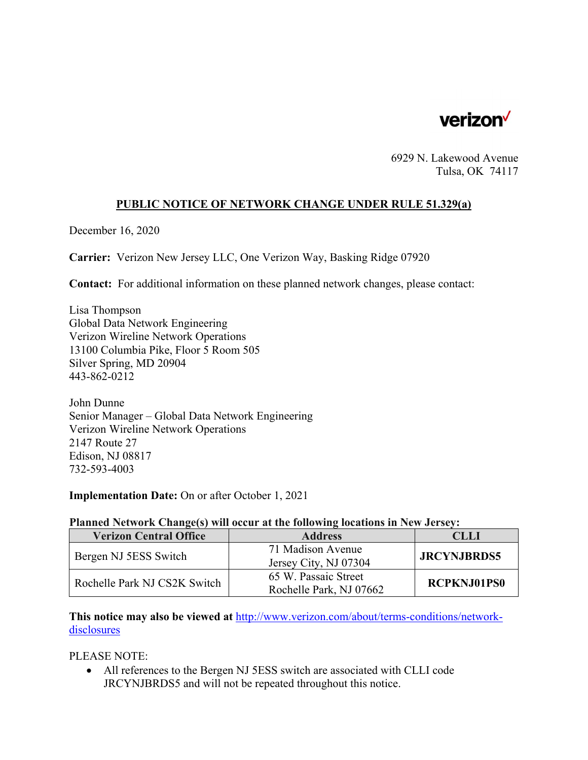verizon

6929 N. Lakewood Avenue
Tulsa, OK 74117

## PUBLIC NOTICE OF NETWORK CHANGE UNDER RULE 51.329(a)

December 16, 2020

**Carrier:** Verizon New Jersey LLC, One Verizon Way, Basking Ridge 07920

**Contact:** For additional information on these planned network changes, please contact:

Lisa Thompson
Global Data Network Engineering
Verizon Wireline Network Operations
13100 Columbia Pike, Floor 5 Room 505
Silver Spring, MD 20904
443-862-0212

John Dunne
Senior Manager – Global Data Network Engineering
Verizon Wireline Network Operations
2147 Route 27
Edison, NJ 08817
732-593-4003

**Implementation Date:** On or after October 1, 2021

**Planned Network Change(s) will occur at the following locations in New Jersey:**

| Verizon Central Office | Address | CLLI |
|---|---|---|
| Bergen NJ 5ESS Switch | 71 Madison Avenue Jersey City, NJ 07304 | **JRCYNJBRDS5** |
| Rochelle Park NJ CS2K Switch | 65 W. Passaic Street Rochelle Park, NJ 07662 | **RCPKNJ01PS0** |

**This notice may also be viewed at** http://www.verizon.com/about/terms-conditions/network-disclosures

PLEASE NOTE:

- All references to the Bergen NJ 5ESS switch are associated with CLLI code JRCYNJBRDS5 and will not be repeated throughout this notice.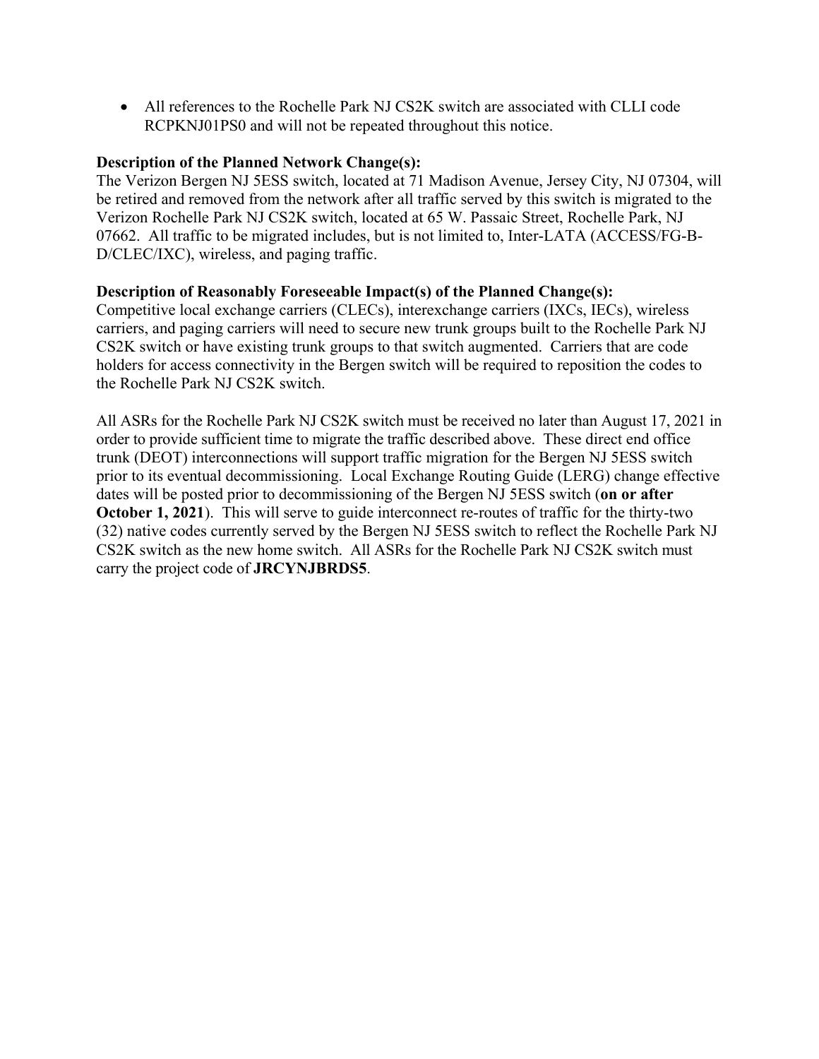- All references to the Rochelle Park NJ CS2K switch are associated with CLLI code RCPKNJ01PS0 and will not be repeated throughout this notice.

**Description of the Planned Network Change(s):**
The Verizon Bergen NJ 5ESS switch, located at 71 Madison Avenue, Jersey City, NJ 07304, will be retired and removed from the network after all traffic served by this switch is migrated to the Verizon Rochelle Park NJ CS2K switch, located at 65 W. Passaic Street, Rochelle Park, NJ 07662. All traffic to be migrated includes, but is not limited to, Inter-LATA (ACCESS/FG-B-D/CLEC/IXC), wireless, and paging traffic.

**Description of Reasonably Foreseeable Impact(s) of the Planned Change(s):**
Competitive local exchange carriers (CLECs), interexchange carriers (IXCs, IECs), wireless carriers, and paging carriers will need to secure new trunk groups built to the Rochelle Park NJ CS2K switch or have existing trunk groups to that switch augmented. Carriers that are code holders for access connectivity in the Bergen switch will be required to reposition the codes to the Rochelle Park NJ CS2K switch.

All ASRs for the Rochelle Park NJ CS2K switch must be received no later than August 17, 2021 in order to provide sufficient time to migrate the traffic described above. These direct end office trunk (DEOT) interconnections will support traffic migration for the Bergen NJ 5ESS switch prior to its eventual decommissioning. Local Exchange Routing Guide (LERG) change effective dates will be posted prior to decommissioning of the Bergen NJ 5ESS switch (**on or after October 1, 2021**). This will serve to guide interconnect re-routes of traffic for the thirty-two (32) native codes currently served by the Bergen NJ 5ESS switch to reflect the Rochelle Park NJ CS2K switch as the new home switch. All ASRs for the Rochelle Park NJ CS2K switch must carry the project code of **JRCYNJBRDS5**.